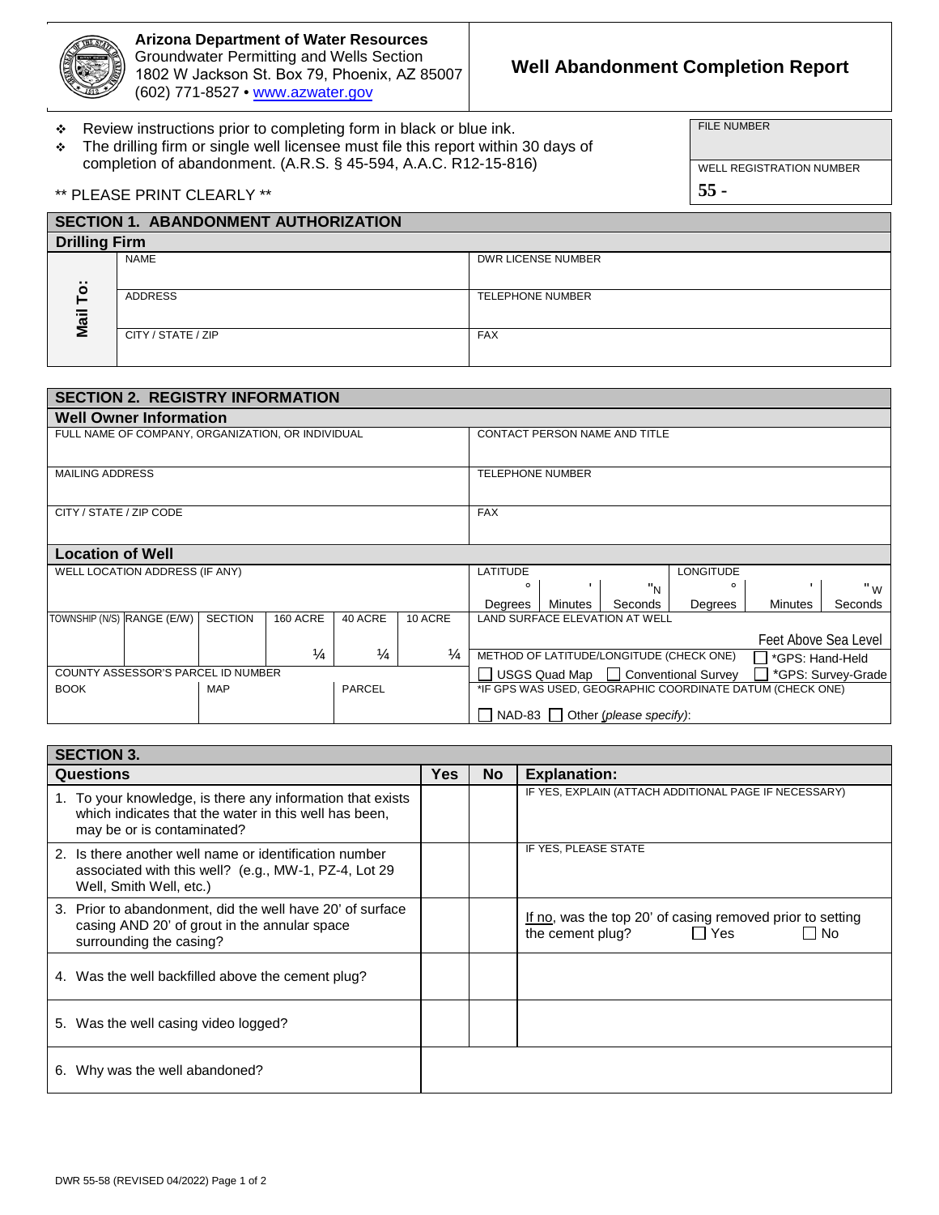**Arizona Department of Water Resources**
Groundwater Permitting and Wells Section
1802 W Jackson St. Box 79, Phoenix, AZ 85007
(602) 771-8527 • www.azwater.gov

# Well Abandonment Completion Report

- Review instructions prior to completing form in black or blue ink.
- The drilling firm or single well licensee must file this report within 30 days of completion of abandonment. (A.R.S. § 45-594, A.A.C. R12-15-816)

** PLEASE PRINT CLEARLY **

| FILE NUMBER |
|---|
| WELL REGISTRATION NUMBER **55 -** |

## SECTION 1. ABANDONMENT AUTHORIZATION

### Drilling Firm

| | | |
|---|---|---|
| **Mail To:** | NAME | DWR LICENSE NUMBER |
| | ADDRESS | TELEPHONE NUMBER |
| | CITY / STATE / ZIP | FAX |

## SECTION 2. REGISTRY INFORMATION

### Well Owner Information

| | |
|---|---|
| FULL NAME OF COMPANY, ORGANIZATION, OR INDIVIDUAL | CONTACT PERSON NAME AND TITLE |
| MAILING ADDRESS | TELEPHONE NUMBER |
| CITY / STATE / ZIP CODE | FAX |

### Location of Well

| WELL LOCATION ADDRESS (IF ANY) | | | | | | LATITUDE ° Degrees ' Minutes " N Seconds | LONGITUDE ° Degrees ' Minutes " W Seconds |
|---|---|---|---|---|---|---|---|
| TOWNSHIP (N/S) | RANGE (E/W) | SECTION | 160 ACRE ¼ | 40 ACRE ¼ | 10 ACRE ¼ | LAND SURFACE ELEVATION AT WELL Feet Above Sea Level | |
| | | | | | | METHOD OF LATITUDE/LONGITUDE (CHECK ONE) ☐ *GPS: Hand-Held ☐ USGS Quad Map ☐ Conventional Survey ☐ *GPS: Survey-Grade | |
| COUNTY ASSESSOR'S PARCEL ID NUMBER BOOK | MAP | | PARCEL | | | *IF GPS WAS USED, GEOGRAPHIC COORDINATE DATUM (CHECK ONE) ☐ NAD-83 ☐ Other (*please specify*): | |

## SECTION 3.

| Questions | Yes | No | Explanation: |
|---|---|---|---|
| 1. To your knowledge, is there any information that exists which indicates that the water in this well has been, may be or is contaminated? | | | IF YES, EXPLAIN (ATTACH ADDITIONAL PAGE IF NECESSARY) |
| 2. Is there another well name or identification number associated with this well? (e.g., MW-1, PZ-4, Lot 29 Well, Smith Well, etc.) | | | IF YES, PLEASE STATE |
| 3. Prior to abandonment, did the well have 20' of surface casing AND 20' of grout in the annular space surrounding the casing? | | | If no, was the top 20' of casing removed prior to setting the cement plug? ☐ Yes ☐ No |
| 4. Was the well backfilled above the cement plug? | | | |
| 5. Was the well casing video logged? | | | |
| 6. Why was the well abandoned? | | | |

DWR 55-58 (REVISED 04/2022)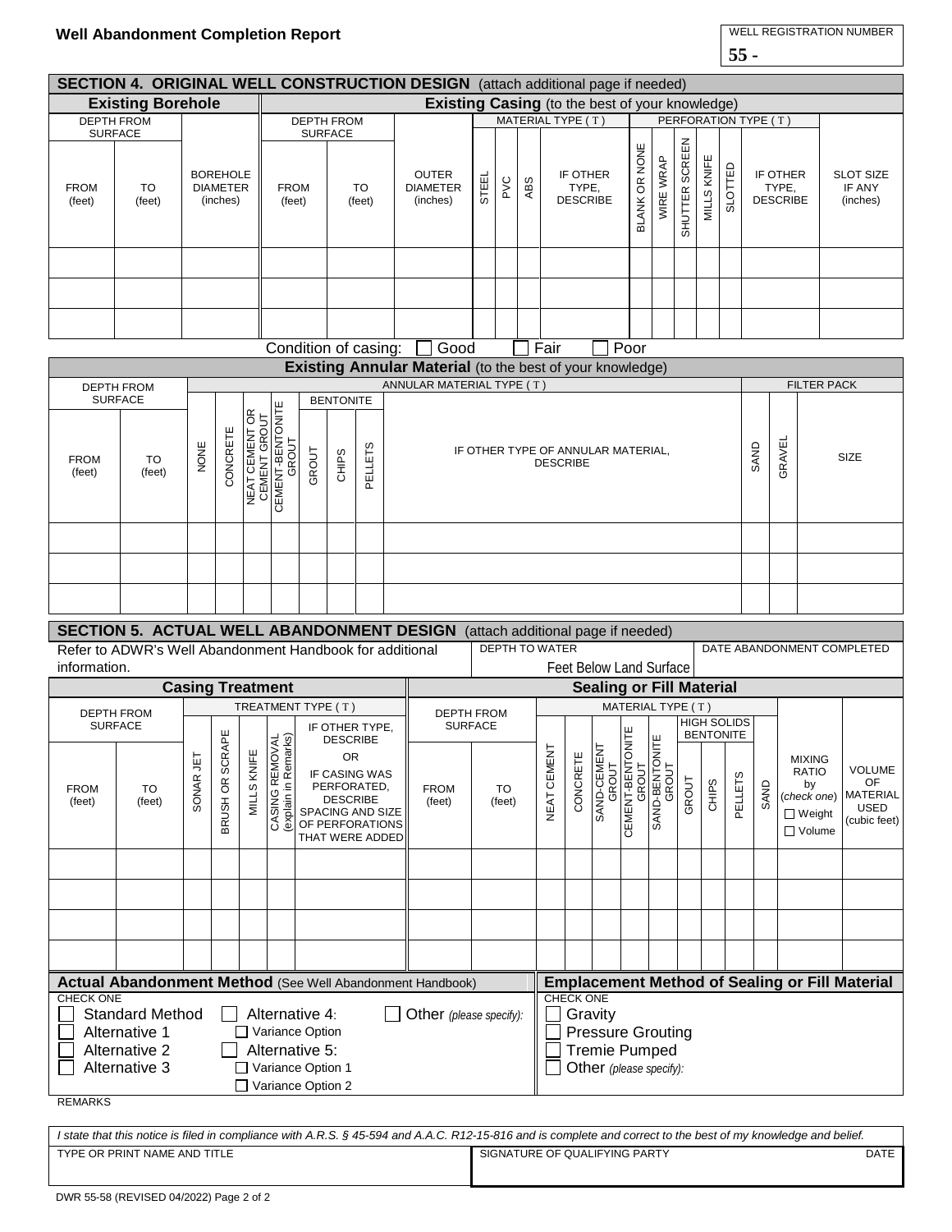**Well Abandonment Completion Report**

WELL REGISTRATION NUMBER
**55 -**

## SECTION 4. ORIGINAL WELL CONSTRUCTION DESIGN (attach additional page if needed)

### Existing Borehole / Existing Casing (to the best of your knowledge)

| Existing Borehole | | | Existing Casing (to the best of your knowledge) | | | | | | | | | | | | | | |
|---|---|---|---|---|---|---|---|---|---|---|---|---|---|---|---|---|---|
| DEPTH FROM SURFACE | | | DEPTH FROM SURFACE | | | MATERIAL TYPE ( T ) | | | | PERFORATION TYPE ( T ) | | | | | | | |
| FROM (feet) | TO (feet) | BOREHOLE DIAMETER (inches) | FROM (feet) | TO (feet) | OUTER DIAMETER (inches) | STEEL | PVC | ABS | IF OTHER TYPE, DESCRIBE | BLANK OR NONE | WIRE WRAP | SHUTTER SCREEN | MILLS KNIFE | SLOTTED | IF OTHER TYPE, DESCRIBE | SLOT SIZE IF ANY (inches) |
| | | | | | | | | | | | | | | | | |
| | | | | | | | | | | | | | | | | |
| | | | | | | | | | | | | | | | | |

Condition of casing: ☐ Good ☐ Fair ☐ Poor

### Existing Annular Material (to the best of your knowledge)

| DEPTH FROM SURFACE | | ANNULAR MATERIAL TYPE ( T ) | | | | | | | | FILTER PACK | | |
|---|---|---|---|---|---|---|---|---|---|---|---|---|
| | | | | | | BENTONITE | | | | | | |
| FROM (feet) | TO (feet) | NONE | CONCRETE | NEAT CEMENT OR CEMENT GROUT | CEMENT-BENTONITE GROUT | GROUT | CHIPS | PELLETS | IF OTHER TYPE OF ANNULAR MATERIAL, DESCRIBE | SAND | GRAVEL | SIZE |
| | | | | | | | | | | | | |
| | | | | | | | | | | | | |
| | | | | | | | | | | | | |

## SECTION 5. ACTUAL WELL ABANDONMENT DESIGN (attach additional page if needed)

Refer to ADWR's Well Abandonment Handbook for additional information.

DEPTH TO WATER: ______ Feet Below Land Surface

DATE ABANDONMENT COMPLETED: ______

### Casing Treatment

| DEPTH FROM SURFACE | | TREATMENT TYPE ( T ) | | | | |
|---|---|---|---|---|---|---|
| FROM (feet) | TO (feet) | SONAR JET | BRUSH OR SCRAPE | MILLS KNIFE | CASING REMOVAL (explain in Remarks) | IF OTHER TYPE, DESCRIBE OR IF CASING WAS PERFORATED, DESCRIBE SPACING AND SIZE OF PERFORATIONS THAT WERE ADDED |
| | | | | | | |
| | | | | | | |
| | | | | | | |
| | | | | | | |

### Sealing or Fill Material

| DEPTH FROM SURFACE | | MATERIAL TYPE ( T ) | | | | | | | | | | | |
|---|---|---|---|---|---|---|---|---|---|---|---|---|---|
| | | | | | | | HIGH SOLIDS BENTONITE | | | | | | |
| FROM (feet) | TO (feet) | NEAT CEMENT | CONCRETE | SAND-CEMENT GROUT | CEMENT-BENTONITE GROUT | SAND-BENTONITE GROUT | GROUT | CHIPS | PELLETS | SAND | MIXING RATIO by (check one) ☐ Weight ☐ Volume | VOLUME OF MATERIAL USED (cubic feet) |
| | | | | | | | | | | | | |
| | | | | | | | | | | | | |
| | | | | | | | | | | | | |
| | | | | | | | | | | | | |

### Actual Abandonment Method (See Well Abandonment Handbook)

CHECK ONE

- ☐ Standard Method
- ☐ Alternative 1
- ☐ Alternative 2
- ☐ Alternative 3
- ☐ Alternative 4:
  - ☐ Variance Option
- ☐ Alternative 5:
  - ☐ Variance Option 1
  - ☐ Variance Option 2
- ☐ Other *(please specify)*:

### Emplacement Method of Sealing or Fill Material

CHECK ONE

- ☐ Gravity
- ☐ Pressure Grouting
- ☐ Tremie Pumped
- ☐ Other *(please specify)*:

REMARKS

*I state that this notice is filed in compliance with A.R.S. § 45-594 and A.A.C. R12-15-816 and is complete and correct to the best of my knowledge and belief.*

| TYPE OR PRINT NAME AND TITLE | SIGNATURE OF QUALIFYING PARTY | DATE |
|---|---|---|
| | | |

DWR 55-58 (REVISED 04/2022) Page 2 of 2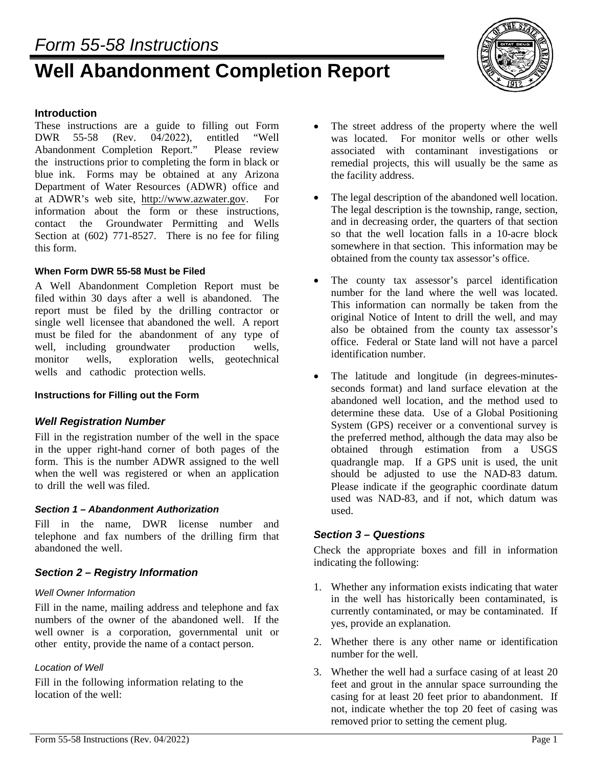# Form 55-58 Instructions

# Well Abandonment Completion Report

### Introduction

These instructions are a guide to filling out Form DWR 55-58 (Rev. 04/2022), entitled "Well Abandonment Completion Report." Please review the instructions prior to completing the form in black or blue ink. Forms may be obtained at any Arizona Department of Water Resources (ADWR) office and at ADWR's web site, http://www.azwater.gov. For information about the form or these instructions, contact the Groundwater Permitting and Wells Section at (602) 771-8527. There is no fee for filing this form.

#### When Form DWR 55-58 Must be Filed

A Well Abandonment Completion Report must be filed within 30 days after a well is abandoned. The report must be filed by the drilling contractor or single well licensee that abandoned the well. A report must be filed for the abandonment of any type of well, including groundwater production wells, monitor wells, exploration wells, geotechnical wells and cathodic protection wells.

#### Instructions for Filling out the Form

### *Well Registration Number*

Fill in the registration number of the well in the space in the upper right-hand corner of both pages of the form. This is the number ADWR assigned to the well when the well was registered or when an application to drill the well was filed.

#### *Section 1 – Abandonment Authorization*

Fill in the name, DWR license number and telephone and fax numbers of the drilling firm that abandoned the well.

### *Section 2 – Registry Information*

#### *Well Owner Information*

Fill in the name, mailing address and telephone and fax numbers of the owner of the abandoned well. If the well owner is a corporation, governmental unit or other entity, provide the name of a contact person.

#### *Location of Well*

Fill in the following information relating to the location of the well:

- The street address of the property where the well was located. For monitor wells or other wells associated with contaminant investigations or remedial projects, this will usually be the same as the facility address.
- The legal description of the abandoned well location. The legal description is the township, range, section, and in decreasing order, the quarters of that section so that the well location falls in a 10-acre block somewhere in that section. This information may be obtained from the county tax assessor's office.
- The county tax assessor's parcel identification number for the land where the well was located. This information can normally be taken from the original Notice of Intent to drill the well, and may also be obtained from the county tax assessor's office. Federal or State land will not have a parcel identification number.
- The latitude and longitude (in degrees-minutes-seconds format) and land surface elevation at the abandoned well location, and the method used to determine these data. Use of a Global Positioning System (GPS) receiver or a conventional survey is the preferred method, although the data may also be obtained through estimation from a USGS quadrangle map. If a GPS unit is used, the unit should be adjusted to use the NAD-83 datum. Please indicate if the geographic coordinate datum used was NAD-83, and if not, which datum was used.

### *Section 3 – Questions*

Check the appropriate boxes and fill in information indicating the following:

1. Whether any information exists indicating that water in the well has historically been contaminated, is currently contaminated, or may be contaminated. If yes, provide an explanation.
2. Whether there is any other name or identification number for the well.
3. Whether the well had a surface casing of at least 20 feet and grout in the annular space surrounding the casing for at least 20 feet prior to abandonment. If not, indicate whether the top 20 feet of casing was removed prior to setting the cement plug.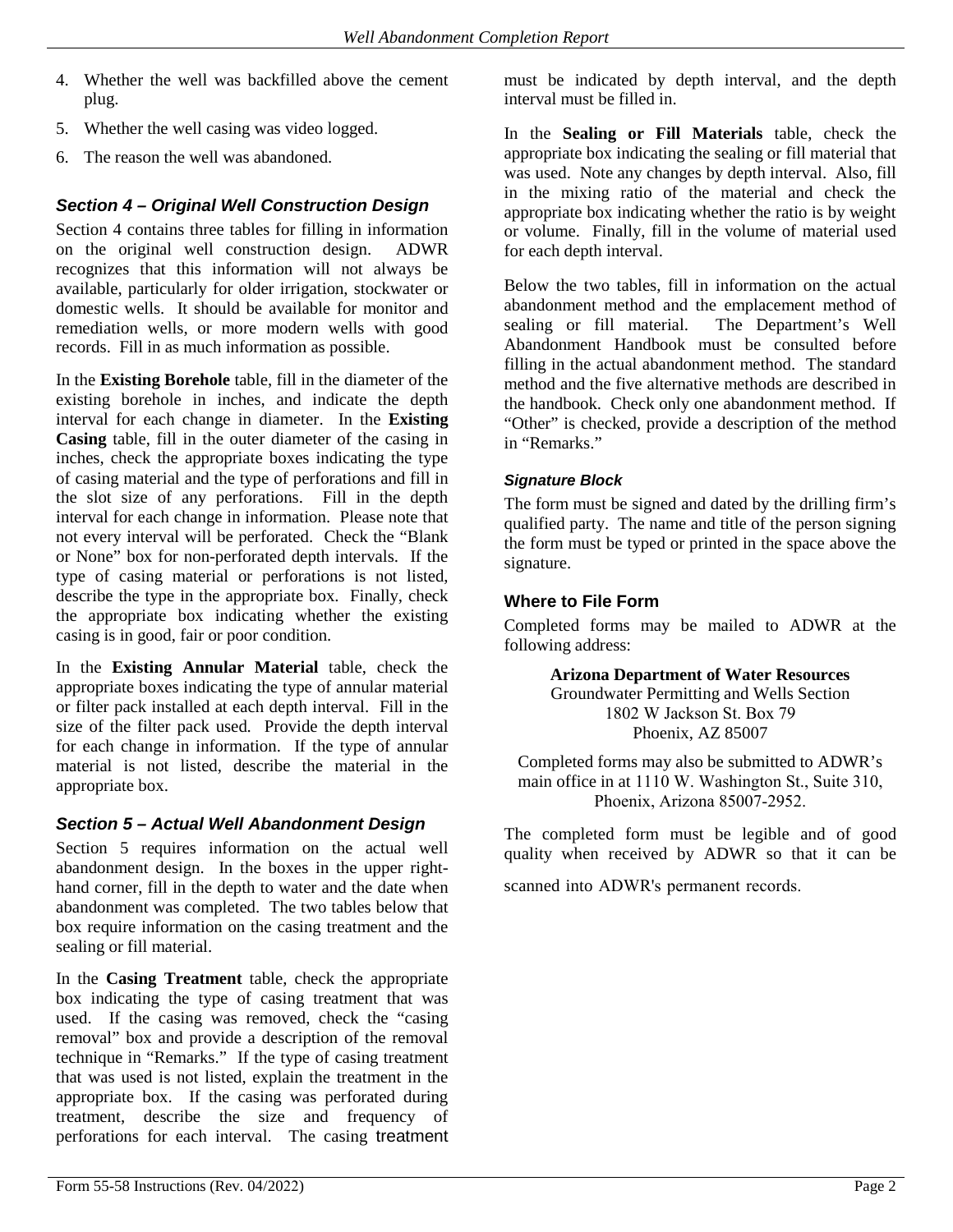4. Whether the well was backfilled above the cement plug.
5. Whether the well casing was video logged.
6. The reason the well was abandoned.

### *Section 4 – Original Well Construction Design*

Section 4 contains three tables for filling in information on the original well construction design. ADWR recognizes that this information will not always be available, particularly for older irrigation, stockwater or domestic wells. It should be available for monitor and remediation wells, or more modern wells with good records. Fill in as much information as possible.

In the **Existing Borehole** table, fill in the diameter of the existing borehole in inches, and indicate the depth interval for each change in diameter. In the **Existing Casing** table, fill in the outer diameter of the casing in inches, check the appropriate boxes indicating the type of casing material and the type of perforations and fill in the slot size of any perforations. Fill in the depth interval for each change in information. Please note that not every interval will be perforated. Check the "Blank or None" box for non-perforated depth intervals. If the type of casing material or perforations is not listed, describe the type in the appropriate box. Finally, check the appropriate box indicating whether the existing casing is in good, fair or poor condition.

In the **Existing Annular Material** table, check the appropriate boxes indicating the type of annular material or filter pack installed at each depth interval. Fill in the size of the filter pack used. Provide the depth interval for each change in information. If the type of annular material is not listed, describe the material in the appropriate box.

### *Section 5 – Actual Well Abandonment Design*

Section 5 requires information on the actual well abandonment design. In the boxes in the upper right-hand corner, fill in the depth to water and the date when abandonment was completed. The two tables below that box require information on the casing treatment and the sealing or fill material.

In the **Casing Treatment** table, check the appropriate box indicating the type of casing treatment that was used. If the casing was removed, check the "casing removal" box and provide a description of the removal technique in "Remarks." If the type of casing treatment that was used is not listed, explain the treatment in the appropriate box. If the casing was perforated during treatment, describe the size and frequency of perforations for each interval. The casing treatment must be indicated by depth interval, and the depth interval must be filled in.

In the **Sealing or Fill Materials** table, check the appropriate box indicating the sealing or fill material that was used. Note any changes by depth interval. Also, fill in the mixing ratio of the material and check the appropriate box indicating whether the ratio is by weight or volume. Finally, fill in the volume of material used for each depth interval.

Below the two tables, fill in information on the actual abandonment method and the emplacement method of sealing or fill material. The Department's Well Abandonment Handbook must be consulted before filling in the actual abandonment method. The standard method and the five alternative methods are described in the handbook. Check only one abandonment method. If "Other" is checked, provide a description of the method in "Remarks."

#### *Signature Block*

The form must be signed and dated by the drilling firm's qualified party. The name and title of the person signing the form must be typed or printed in the space above the signature.

### Where to File Form

Completed forms may be mailed to ADWR at the following address:

**Arizona Department of Water Resources**
Groundwater Permitting and Wells Section
1802 W Jackson St. Box 79
Phoenix, AZ 85007

Completed forms may also be submitted to ADWR's main office in at 1110 W. Washington St., Suite 310, Phoenix, Arizona 85007-2952.

The completed form must be legible and of good quality when received by ADWR so that it can be scanned into ADWR's permanent records.